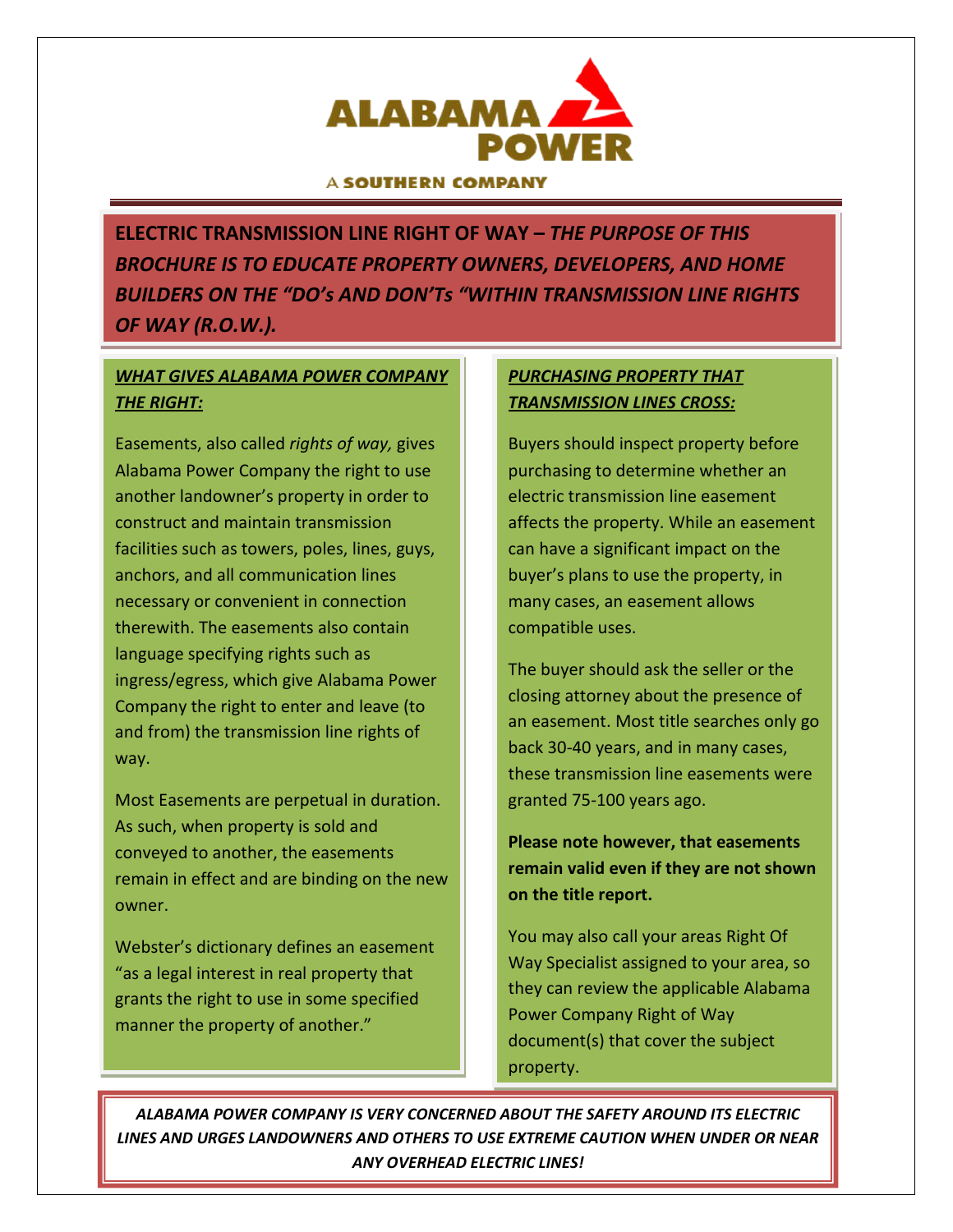ALABAMA POWER

A SOUTHERN COMPANY

**ELECTRIC TRANSMISSION LINE RIGHT OF WAY –** ***THE PURPOSE OF THIS BROCHURE IS TO EDUCATE PROPERTY OWNERS, DEVELOPERS, AND HOME BUILDERS ON THE "DO's AND DON'Ts "WITHIN TRANSMISSION LINE RIGHTS OF WAY (R.O.W.).***

## ***WHAT GIVES ALABAMA POWER COMPANY THE RIGHT:***

Easements, also called *rights of way,* gives Alabama Power Company the right to use another landowner's property in order to construct and maintain transmission facilities such as towers, poles, lines, guys, anchors, and all communication lines necessary or convenient in connection therewith. The easements also contain language specifying rights such as ingress/egress, which give Alabama Power Company the right to enter and leave (to and from) the transmission line rights of way.

Most Easements are perpetual in duration. As such, when property is sold and conveyed to another, the easements remain in effect and are binding on the new owner.

Webster's dictionary defines an easement "as a legal interest in real property that grants the right to use in some specified manner the property of another."

## ***PURCHASING PROPERTY THAT TRANSMISSION LINES CROSS:***

Buyers should inspect property before purchasing to determine whether an electric transmission line easement affects the property. While an easement can have a significant impact on the buyer's plans to use the property, in many cases, an easement allows compatible uses.

The buyer should ask the seller or the closing attorney about the presence of an easement. Most title searches only go back 30-40 years, and in many cases, these transmission line easements were granted 75-100 years ago.

**Please note however, that easements remain valid even if they are not shown on the title report.**

You may also call your areas Right Of Way Specialist assigned to your area, so they can review the applicable Alabama Power Company Right of Way document(s) that cover the subject property.

***ALABAMA POWER COMPANY IS VERY CONCERNED ABOUT THE SAFETY AROUND ITS ELECTRIC LINES AND URGES LANDOWNERS AND OTHERS TO USE EXTREME CAUTION WHEN UNDER OR NEAR ANY OVERHEAD ELECTRIC LINES!***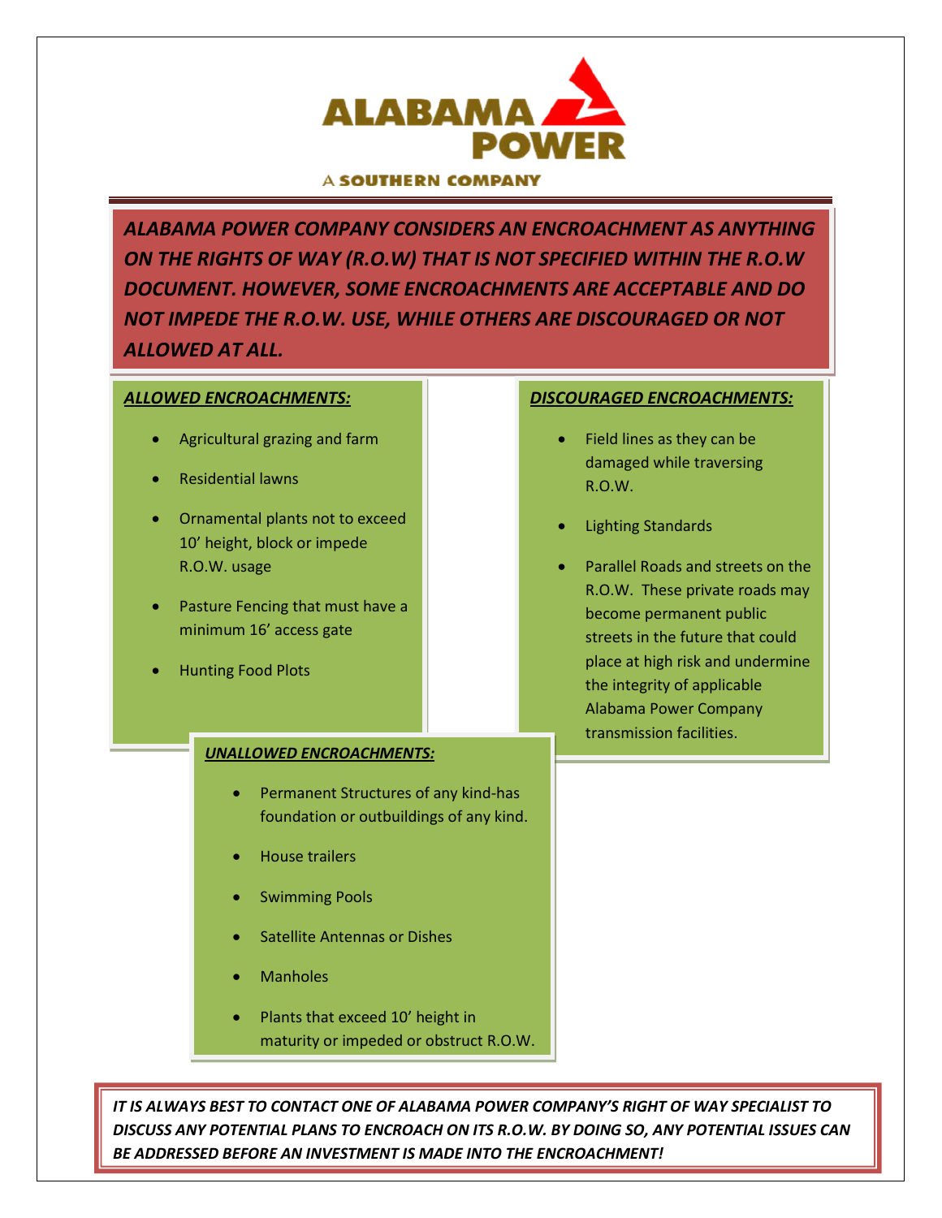ALABAMA POWER

A SOUTHERN COMPANY

***ALABAMA POWER COMPANY CONSIDERS AN ENCROACHMENT AS ANYTHING ON THE RIGHTS OF WAY (R.O.W) THAT IS NOT SPECIFIED WITHIN THE R.O.W DOCUMENT. HOWEVER, SOME ENCROACHMENTS ARE ACCEPTABLE AND DO NOT IMPEDE THE R.O.W. USE, WHILE OTHERS ARE DISCOURAGED OR NOT ALLOWED AT ALL.***

***ALLOWED ENCROACHMENTS:***

- Agricultural grazing and farm
- Residential lawns
- Ornamental plants not to exceed 10' height, block or impede R.O.W. usage
- Pasture Fencing that must have a minimum 16' access gate
- Hunting Food Plots

***DISCOURAGED ENCROACHMENTS:***

- Field lines as they can be damaged while traversing R.O.W.
- Lighting Standards
- Parallel Roads and streets on the R.O.W. These private roads may become permanent public streets in the future that could place at high risk and undermine the integrity of applicable Alabama Power Company transmission facilities.

***UNALLOWED ENCROACHMENTS:***

- Permanent Structures of any kind-has foundation or outbuildings of any kind.
- House trailers
- Swimming Pools
- Satellite Antennas or Dishes
- Manholes
- Plants that exceed 10' height in maturity or impeded or obstruct R.O.W.

*IT IS ALWAYS BEST TO CONTACT ONE OF ALABAMA POWER COMPANY'S RIGHT OF WAY SPECIALIST TO DISCUSS ANY POTENTIAL PLANS TO ENCROACH ON ITS R.O.W. BY DOING SO, ANY POTENTIAL ISSUES CAN BE ADDRESSED BEFORE AN INVESTMENT IS MADE INTO THE ENCROACHMENT!*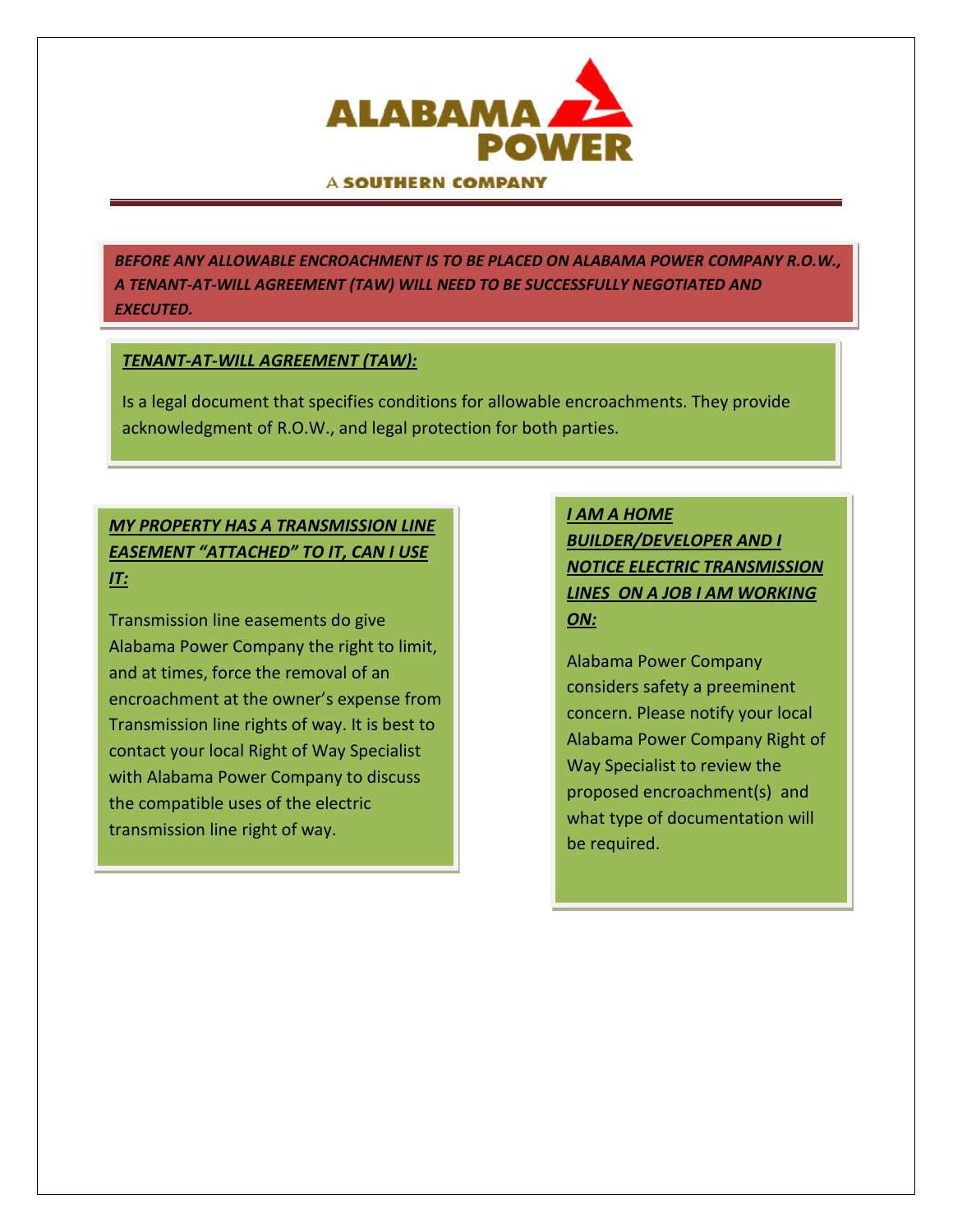ALABAMA POWER

A SOUTHERN COMPANY

***BEFORE ANY ALLOWABLE ENCROACHMENT IS TO BE PLACED ON ALABAMA POWER COMPANY R.O.W., A TENANT-AT-WILL AGREEMENT (TAW) WILL NEED TO BE SUCCESSFULLY NEGOTIATED AND EXECUTED.***

***<u>TENANT-AT-WILL AGREEMENT (TAW):</u>***

Is a legal document that specifies conditions for allowable encroachments. They provide acknowledgment of R.O.W., and legal protection for both parties.

***<u>MY PROPERTY HAS A TRANSMISSION LINE EASEMENT "ATTACHED" TO IT, CAN I USE IT:</u>***

Transmission line easements do give Alabama Power Company the right to limit, and at times, force the removal of an encroachment at the owner's expense from Transmission line rights of way. It is best to contact your local Right of Way Specialist with Alabama Power Company to discuss the compatible uses of the electric transmission line right of way.

***<u>I AM A HOME BUILDER/DEVELOPER AND I NOTICE ELECTRIC TRANSMISSION LINES ON A JOB I AM WORKING ON:</u>***

Alabama Power Company considers safety a preeminent concern. Please notify your local Alabama Power Company Right of Way Specialist to review the proposed encroachment(s) and what type of documentation will be required.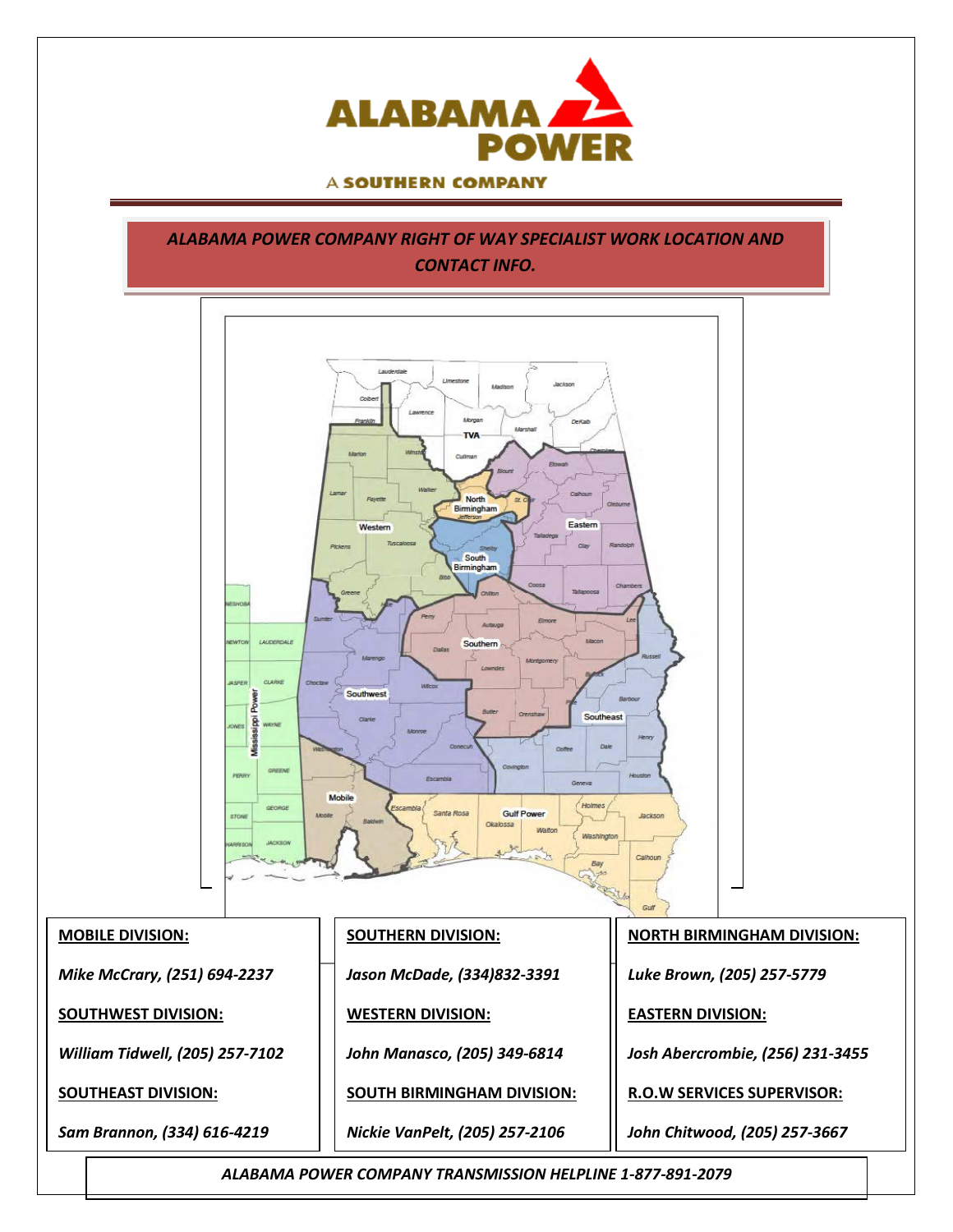ALABAMA POWER

A SOUTHERN COMPANY

## *ALABAMA POWER COMPANY RIGHT OF WAY SPECIALIST WORK LOCATION AND CONTACT INFO.*

Lauderdale
Limestone
Madison
Jackson
Colbert
Lawrence
Morgan
DeKalb
Franklin
TVA
Marshall
Marion
Winston
Cullman
Cherokee
Blount
Etowah
Lamar
Fayette
Walker
North Birmingham
St. Clair
Calhoun
Cleburne
Jefferson
Western
Eastern
Pickens
Tuscaloosa
Talladega
Shelby
South Birmingham
Clay
Randolph
Bibb
Greene
Chilton
Coosa
Tallapoosa
Chambers
NESHOBA
Hale
Sumter
Perry
Autauga
Elmore
Lee
NEWTON
LAUDERDALE
Southern
Macon
Russell
Dallas
Marengo
Montgomery
Lowndes
JASPER
CLARKE
Choctaw
Bullock
Mississippi Power
Wilcox
Southwest
Barbour
Pike
Butler
Crenshaw
Southeast
JONES
WAYNE
Clarke
Henry
Monroe
Washington
Conecuh
Coffee
Dale
Covington
PERRY
GREENE
Escambia
Houston
Geneva
Mobile
Holmes
STONE
GEORGE
Escambia
Santa Rosa
Gulf Power
Jackson
Mobile
Baldwin
Okaloosa
Walton
Washington
HARRISON
JACKSON
Calhoun
Bay
Gulf

| | | |
|---|---|---|
| **MOBILE DIVISION:** | **SOUTHERN DIVISION:** | **NORTH BIRMINGHAM DIVISION:** |
| *Mike McCrary, (251) 694-2237* | *Jason McDade, (334)832-3391* | *Luke Brown, (205) 257-5779* |
| **SOUTHWEST DIVISION:** | **WESTERN DIVISION:** | **EASTERN DIVISION:** |
| *William Tidwell, (205) 257-7102* | *John Manasco, (205) 349-6814* | *Josh Abercrombie, (256) 231-3455* |
| **SOUTHEAST DIVISION:** | **SOUTH BIRMINGHAM DIVISION:** | **R.O.W SERVICES SUPERVISOR:** |
| *Sam Brannon, (334) 616-4219* | *Nickie VanPelt, (205) 257-2106* | *John Chitwood, (205) 257-3667* |

*ALABAMA POWER COMPANY TRANSMISSION HELPLINE 1-877-891-2079*